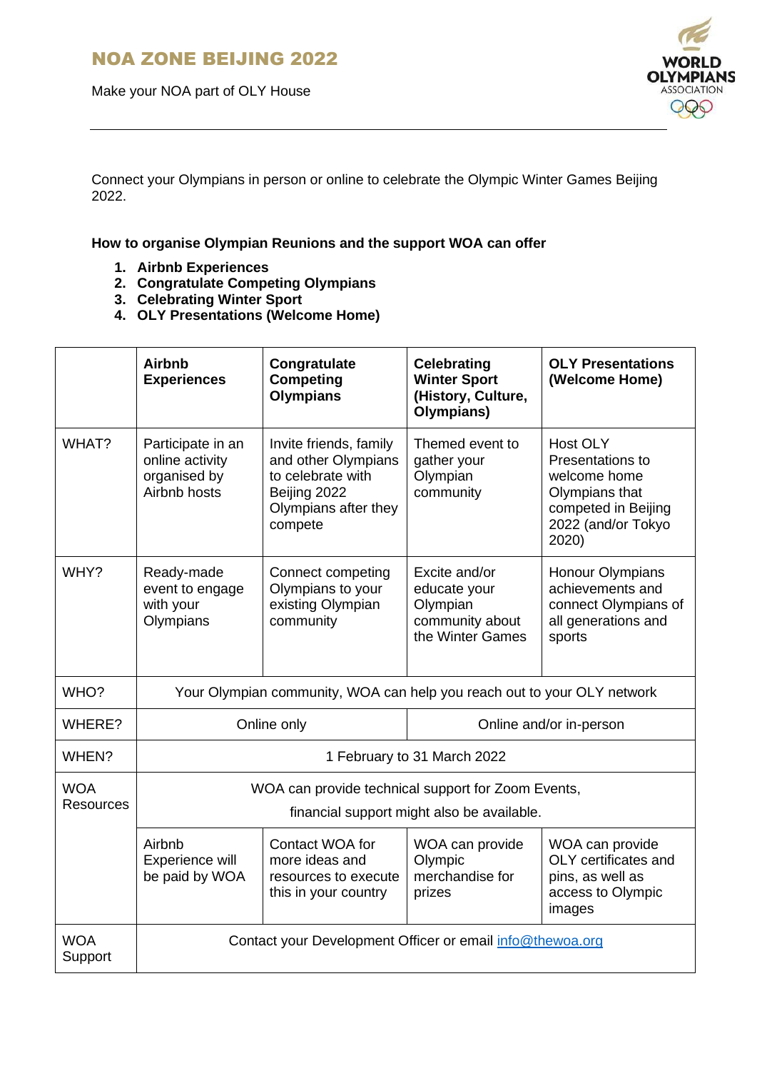# NOA ZONE BEIJING 2022

Make your NOA part of OLY House

Connect your Olympians in person or online to celebrate the Olympic Winter Games Beijing 2022.

**How to organise Olympian Reunions and the support WOA can offer**

1. **Airbnb Experiences**
2. **Congratulate Competing Olympians**
3. **Celebrating Winter Sport**
4. **OLY Presentations (Welcome Home)**

| | **Airbnb Experiences** | **Congratulate Competing Olympians** | **Celebrating Winter Sport (History, Culture, Olympians)** | **OLY Presentations (Welcome Home)** |
|---|---|---|---|---|
| WHAT? | Participate in an online activity organised by Airbnb hosts | Invite friends, family and other Olympians to celebrate with Beijing 2022 Olympians after they compete | Themed event to gather your Olympian community | Host OLY Presentations to welcome home Olympians that competed in Beijing 2022 (and/or Tokyo 2020) |
| WHY? | Ready-made event to engage with your Olympians | Connect competing Olympians to your existing Olympian community | Excite and/or educate your Olympian community about the Winter Games | Honour Olympians achievements and connect Olympians of all generations and sports |
| WHO? | Your Olympian community, WOA can help you reach out to your OLY network | | | |
| WHERE? | Online only | | Online and/or in-person | |
| WHEN? | 1 February to 31 March 2022 | | | |
| WOA Resources | WOA can provide technical support for Zoom Events, financial support might also be available. | | | |
| | Airbnb Experience will be paid by WOA | Contact WOA for more ideas and resources to execute this in your country | WOA can provide Olympic merchandise for prizes | WOA can provide OLY certificates and pins, as well as access to Olympic images |
| WOA Support | Contact your Development Officer or email [info@thewoa.org](mailto:info@thewoa.org) | | | |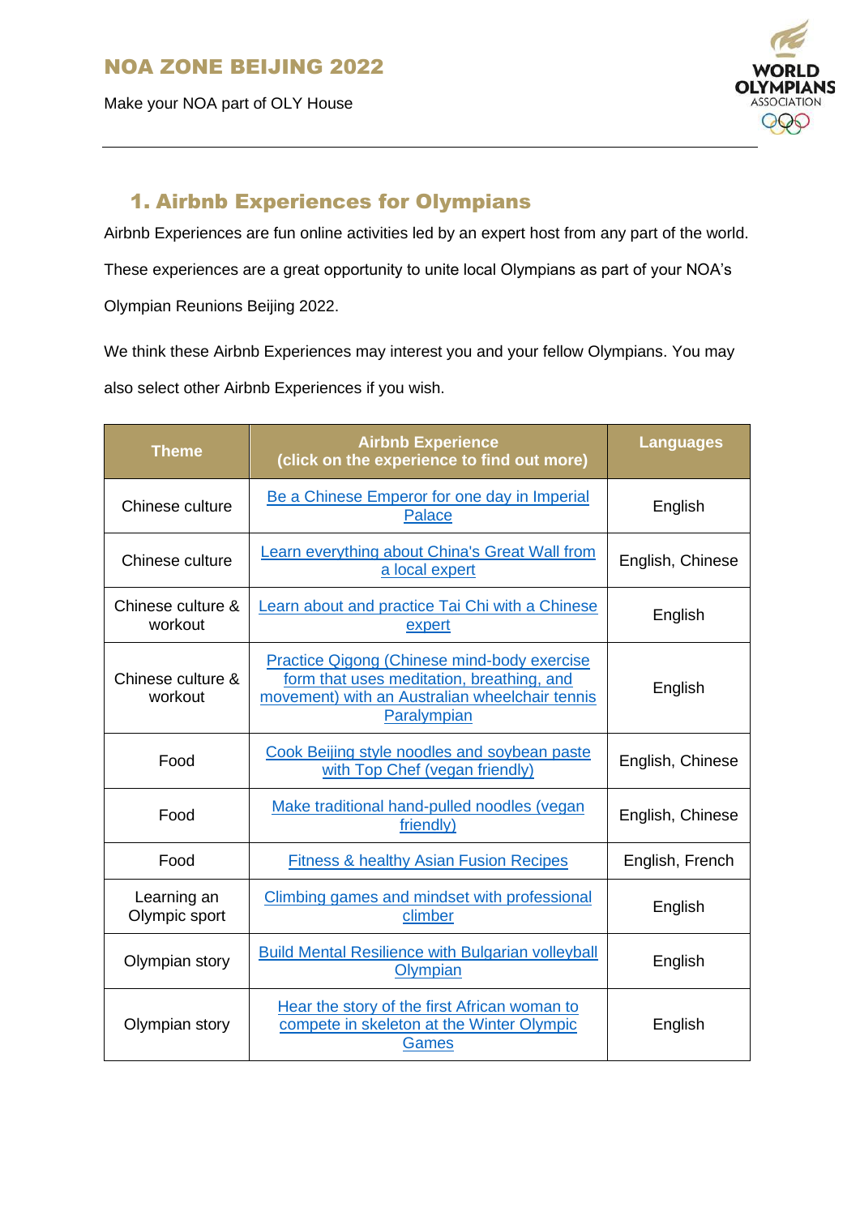## 1. Airbnb Experiences for Olympians

Airbnb Experiences are fun online activities led by an expert host from any part of the world. These experiences are a great opportunity to unite local Olympians as part of your NOA's Olympian Reunions Beijing 2022.

We think these Airbnb Experiences may interest you and your fellow Olympians. You may also select other Airbnb Experiences if you wish.

| Theme | Airbnb Experience (click on the experience to find out more) | Languages |
|---|---|---|
| Chinese culture | Be a Chinese Emperor for one day in Imperial Palace | English |
| Chinese culture | Learn everything about China's Great Wall from a local expert | English, Chinese |
| Chinese culture & workout | Learn about and practice Tai Chi with a Chinese expert | English |
| Chinese culture & workout | Practice Qigong (Chinese mind-body exercise form that uses meditation, breathing, and movement) with an Australian wheelchair tennis Paralympian | English |
| Food | Cook Beijing style noodles and soybean paste with Top Chef (vegan friendly) | English, Chinese |
| Food | Make traditional hand-pulled noodles (vegan friendly) | English, Chinese |
| Food | Fitness & healthy Asian Fusion Recipes | English, French |
| Learning an Olympic sport | Climbing games and mindset with professional climber | English |
| Olympian story | Build Mental Resilience with Bulgarian volleyball Olympian | English |
| Olympian story | Hear the story of the first African woman to compete in skeleton at the Winter Olympic Games | English |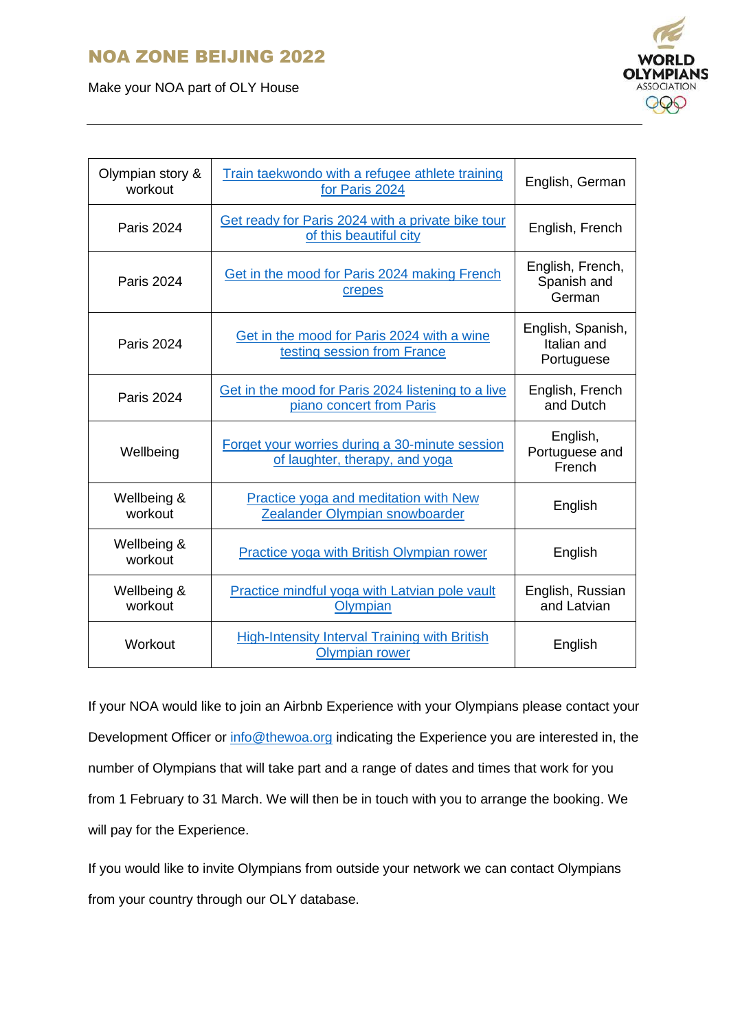| | | |
|---|---|---|
| Olympian story & workout | Train taekwondo with a refugee athlete training for Paris 2024 | English, German |
| Paris 2024 | Get ready for Paris 2024 with a private bike tour of this beautiful city | English, French |
| Paris 2024 | Get in the mood for Paris 2024 making French crepes | English, French, Spanish and German |
| Paris 2024 | Get in the mood for Paris 2024 with a wine testing session from France | English, Spanish, Italian and Portuguese |
| Paris 2024 | Get in the mood for Paris 2024 listening to a live piano concert from Paris | English, French and Dutch |
| Wellbeing | Forget your worries during a 30-minute session of laughter, therapy, and yoga | English, Portuguese and French |
| Wellbeing & workout | Practice yoga and meditation with New Zealander Olympian snowboarder | English |
| Wellbeing & workout | Practice yoga with British Olympian rower | English |
| Wellbeing & workout | Practice mindful yoga with Latvian pole vault Olympian | English, Russian and Latvian |
| Workout | High-Intensity Interval Training with British Olympian rower | English |

If your NOA would like to join an Airbnb Experience with your Olympians please contact your Development Officer or info@thewoa.org indicating the Experience you are interested in, the number of Olympians that will take part and a range of dates and times that work for you from 1 February to 31 March. We will then be in touch with you to arrange the booking. We will pay for the Experience.

If you would like to invite Olympians from outside your network we can contact Olympians from your country through our OLY database.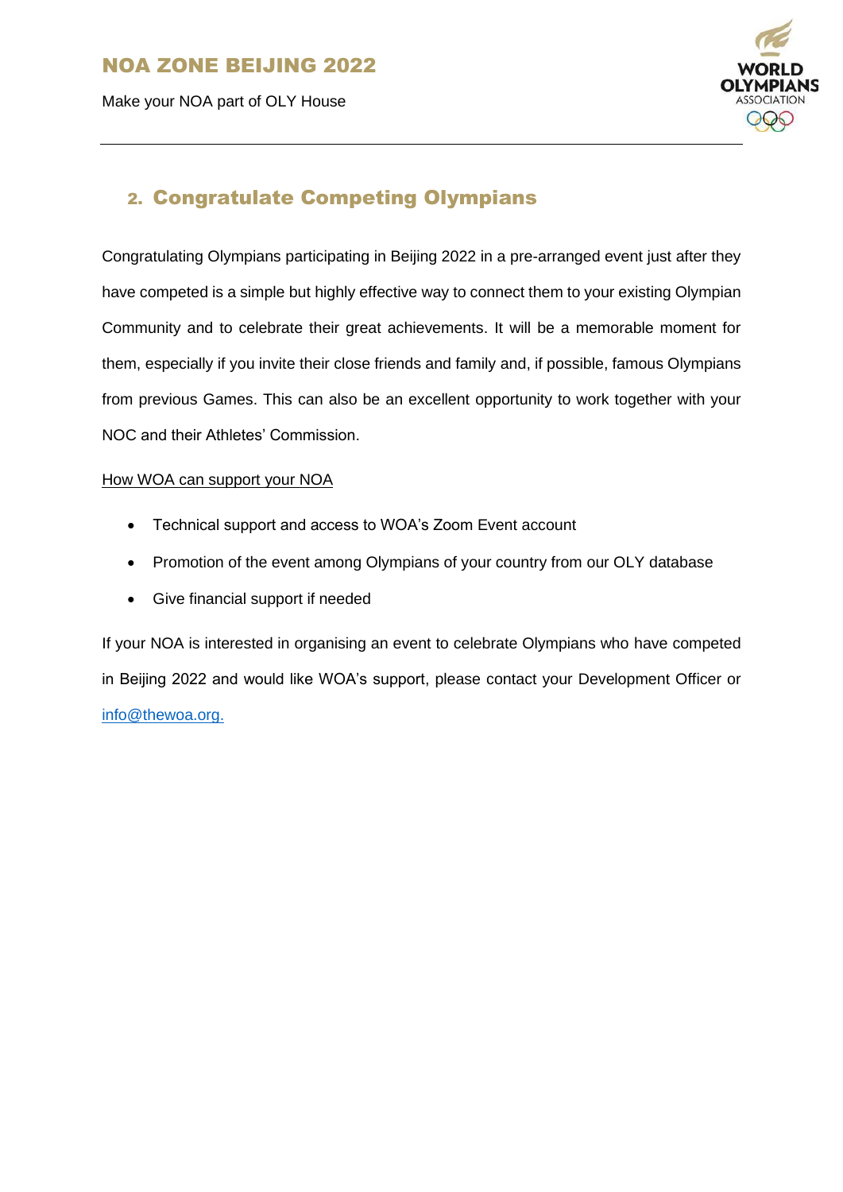## 2. Congratulate Competing Olympians

Congratulating Olympians participating in Beijing 2022 in a pre-arranged event just after they have competed is a simple but highly effective way to connect them to your existing Olympian Community and to celebrate their great achievements. It will be a memorable moment for them, especially if you invite their close friends and family and, if possible, famous Olympians from previous Games. This can also be an excellent opportunity to work together with your NOC and their Athletes' Commission.

How WOA can support your NOA

- Technical support and access to WOA's Zoom Event account
- Promotion of the event among Olympians of your country from our OLY database
- Give financial support if needed

If your NOA is interested in organising an event to celebrate Olympians who have competed in Beijing 2022 and would like WOA's support, please contact your Development Officer or info@thewoa.org.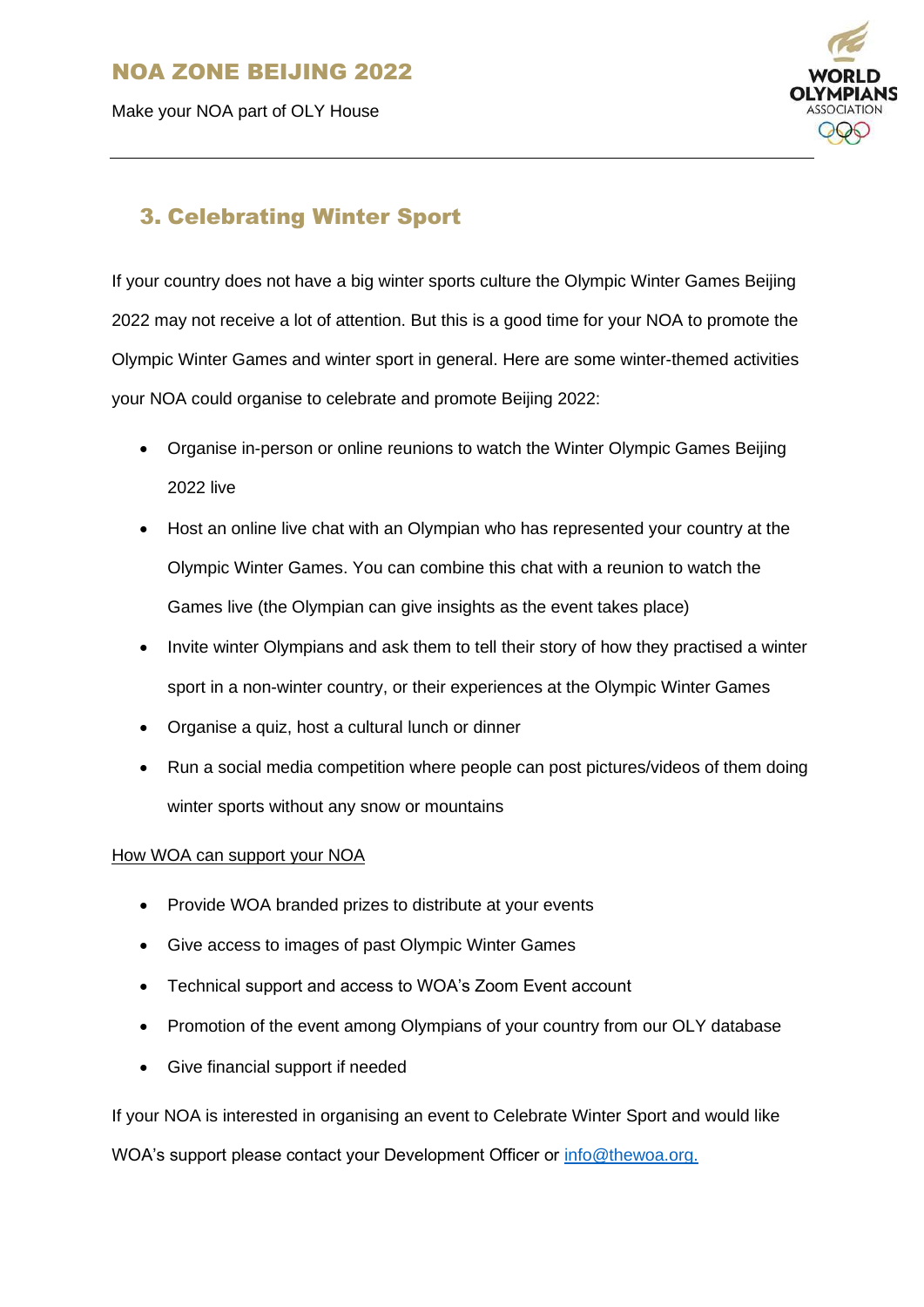## 3. Celebrating Winter Sport

If your country does not have a big winter sports culture the Olympic Winter Games Beijing 2022 may not receive a lot of attention. But this is a good time for your NOA to promote the Olympic Winter Games and winter sport in general. Here are some winter-themed activities your NOA could organise to celebrate and promote Beijing 2022:

- Organise in-person or online reunions to watch the Winter Olympic Games Beijing 2022 live
- Host an online live chat with an Olympian who has represented your country at the Olympic Winter Games. You can combine this chat with a reunion to watch the Games live (the Olympian can give insights as the event takes place)
- Invite winter Olympians and ask them to tell their story of how they practised a winter sport in a non-winter country, or their experiences at the Olympic Winter Games
- Organise a quiz, host a cultural lunch or dinner
- Run a social media competition where people can post pictures/videos of them doing winter sports without any snow or mountains

How WOA can support your NOA

- Provide WOA branded prizes to distribute at your events
- Give access to images of past Olympic Winter Games
- Technical support and access to WOA's Zoom Event account
- Promotion of the event among Olympians of your country from our OLY database
- Give financial support if needed

If your NOA is interested in organising an event to Celebrate Winter Sport and would like WOA's support please contact your Development Officer or info@thewoa.org.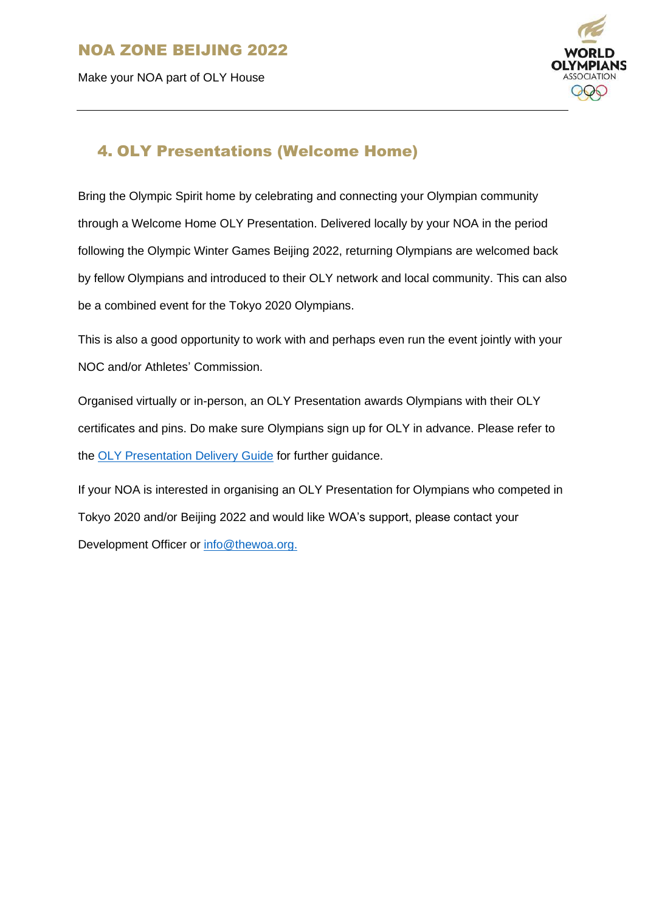## 4. OLY Presentations (Welcome Home)

Bring the Olympic Spirit home by celebrating and connecting your Olympian community through a Welcome Home OLY Presentation. Delivered locally by your NOA in the period following the Olympic Winter Games Beijing 2022, returning Olympians are welcomed back by fellow Olympians and introduced to their OLY network and local community. This can also be a combined event for the Tokyo 2020 Olympians.

This is also a good opportunity to work with and perhaps even run the event jointly with your NOC and/or Athletes' Commission.

Organised virtually or in-person, an OLY Presentation awards Olympians with their OLY certificates and pins. Do make sure Olympians sign up for OLY in advance. Please refer to the OLY Presentation Delivery Guide for further guidance.

If your NOA is interested in organising an OLY Presentation for Olympians who competed in Tokyo 2020 and/or Beijing 2022 and would like WOA's support, please contact your Development Officer or info@thewoa.org.